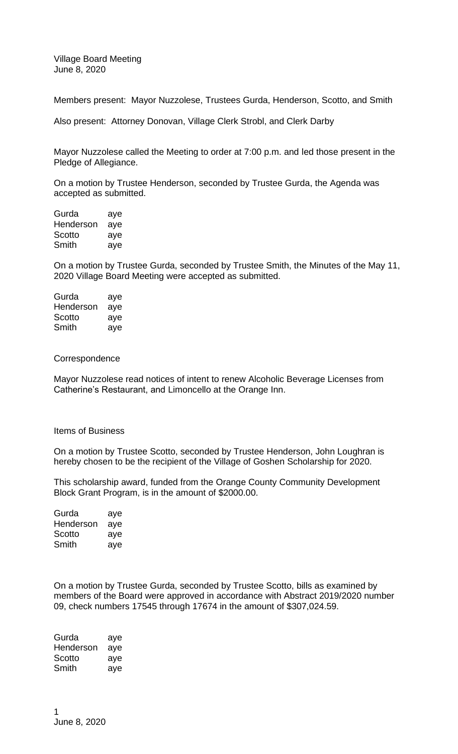Village Board Meeting
June 8, 2020

Members present: Mayor Nuzzolese, Trustees Gurda, Henderson, Scotto, and Smith

Also present: Attorney Donovan, Village Clerk Strobl, and Clerk Darby

Mayor Nuzzolese called the Meeting to order at 7:00 p.m. and led those present in the Pledge of Allegiance.

On a motion by Trustee Henderson, seconded by Trustee Gurda, the Agenda was accepted as submitted.

Gurda aye
Henderson aye
Scotto aye
Smith aye

On a motion by Trustee Gurda, seconded by Trustee Smith, the Minutes of the May 11, 2020 Village Board Meeting were accepted as submitted.

Gurda aye
Henderson aye
Scotto aye
Smith aye

Correspondence

Mayor Nuzzolese read notices of intent to renew Alcoholic Beverage Licenses from Catherine's Restaurant, and Limoncello at the Orange Inn.

Items of Business

On a motion by Trustee Scotto, seconded by Trustee Henderson, John Loughran is hereby chosen to be the recipient of the Village of Goshen Scholarship for 2020.

This scholarship award, funded from the Orange County Community Development Block Grant Program, is in the amount of $2000.00.

Gurda aye
Henderson aye
Scotto aye
Smith aye

On a motion by Trustee Gurda, seconded by Trustee Scotto, bills as examined by members of the Board were approved in accordance with Abstract 2019/2020 number 09, check numbers 17545 through 17674 in the amount of $307,024.59.

Gurda aye
Henderson aye
Scotto aye
Smith aye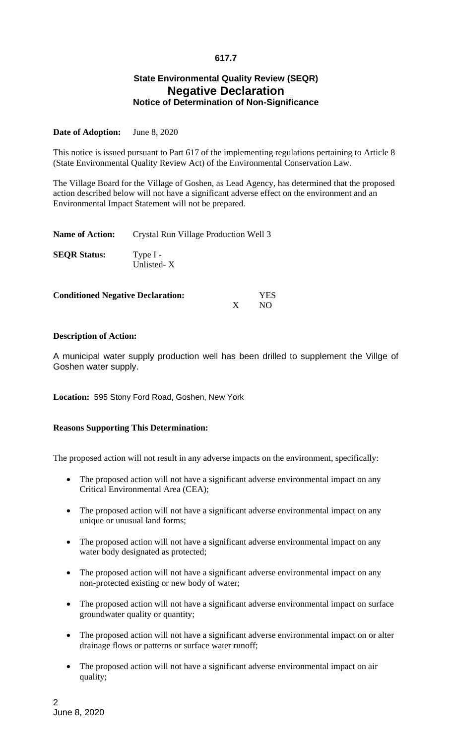617.7

### State Environmental Quality Review (SEQR)
## Negative Declaration
### Notice of Determination of Non-Significance

**Date of Adoption:** June 8, 2020

This notice is issued pursuant to Part 617 of the implementing regulations pertaining to Article 8 (State Environmental Quality Review Act) of the Environmental Conservation Law.

The Village Board for the Village of Goshen, as Lead Agency, has determined that the proposed action described below will not have a significant adverse effect on the environment and an Environmental Impact Statement will not be prepared.

**Name of Action:** Crystal Run Village Production Well 3

**SEQR Status:** Type I -
Unlisted- X

**Conditioned Negative Declaration:** YES
X NO

**Description of Action:**

A municipal water supply production well has been drilled to supplement the Villge of Goshen water supply.

**Location:** 595 Stony Ford Road, Goshen, New York

**Reasons Supporting This Determination:**

The proposed action will not result in any adverse impacts on the environment, specifically:

- The proposed action will not have a significant adverse environmental impact on any Critical Environmental Area (CEA);
- The proposed action will not have a significant adverse environmental impact on any unique or unusual land forms;
- The proposed action will not have a significant adverse environmental impact on any water body designated as protected;
- The proposed action will not have a significant adverse environmental impact on any non-protected existing or new body of water;
- The proposed action will not have a significant adverse environmental impact on surface groundwater quality or quantity;
- The proposed action will not have a significant adverse environmental impact on or alter drainage flows or patterns or surface water runoff;
- The proposed action will not have a significant adverse environmental impact on air quality;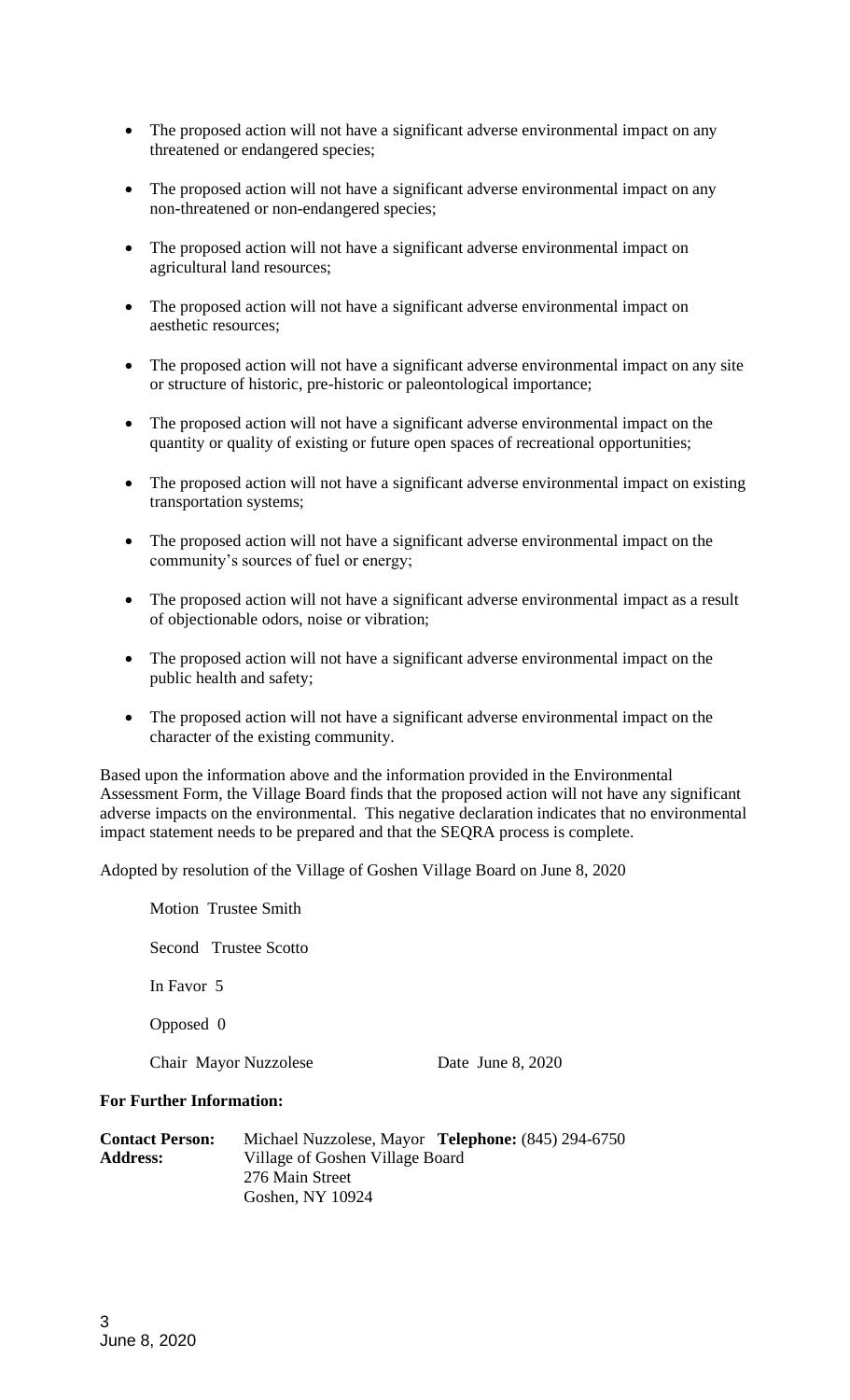- The proposed action will not have a significant adverse environmental impact on any threatened or endangered species;

- The proposed action will not have a significant adverse environmental impact on any non-threatened or non-endangered species;

- The proposed action will not have a significant adverse environmental impact on agricultural land resources;

- The proposed action will not have a significant adverse environmental impact on aesthetic resources;

- The proposed action will not have a significant adverse environmental impact on any site or structure of historic, pre-historic or paleontological importance;

- The proposed action will not have a significant adverse environmental impact on the quantity or quality of existing or future open spaces of recreational opportunities;

- The proposed action will not have a significant adverse environmental impact on existing transportation systems;

- The proposed action will not have a significant adverse environmental impact on the community's sources of fuel or energy;

- The proposed action will not have a significant adverse environmental impact as a result of objectionable odors, noise or vibration;

- The proposed action will not have a significant adverse environmental impact on the public health and safety;

- The proposed action will not have a significant adverse environmental impact on the character of the existing community.

Based upon the information above and the information provided in the Environmental Assessment Form, the Village Board finds that the proposed action will not have any significant adverse impacts on the environmental. This negative declaration indicates that no environmental impact statement needs to be prepared and that the SEQRA process is complete.

Adopted by resolution of the Village of Goshen Village Board on June 8, 2020

Motion Trustee Smith

Second Trustee Scotto

In Favor 5

Opposed 0

Chair Mayor Nuzzolese Date June 8, 2020

**For Further Information:**

**Contact Person:** Michael Nuzzolese, Mayor **Telephone:** (845) 294-6750
**Address:** Village of Goshen Village Board
276 Main Street
Goshen, NY 10924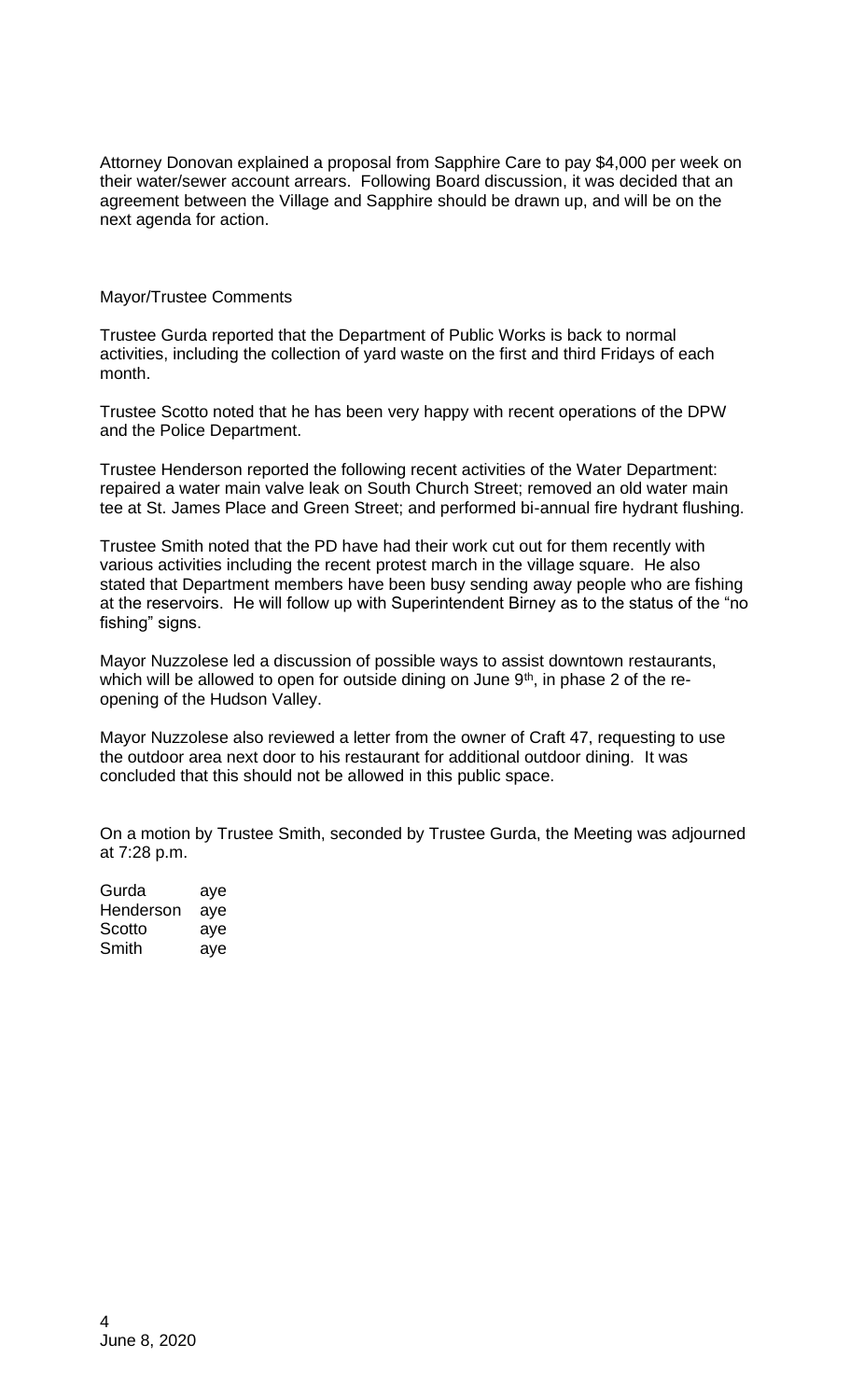Attorney Donovan explained a proposal from Sapphire Care to pay $4,000 per week on their water/sewer account arrears. Following Board discussion, it was decided that an agreement between the Village and Sapphire should be drawn up, and will be on the next agenda for action.

Mayor/Trustee Comments

Trustee Gurda reported that the Department of Public Works is back to normal activities, including the collection of yard waste on the first and third Fridays of each month.

Trustee Scotto noted that he has been very happy with recent operations of the DPW and the Police Department.

Trustee Henderson reported the following recent activities of the Water Department: repaired a water main valve leak on South Church Street; removed an old water main tee at St. James Place and Green Street; and performed bi-annual fire hydrant flushing.

Trustee Smith noted that the PD have had their work cut out for them recently with various activities including the recent protest march in the village square. He also stated that Department members have been busy sending away people who are fishing at the reservoirs. He will follow up with Superintendent Birney as to the status of the "no fishing" signs.

Mayor Nuzzolese led a discussion of possible ways to assist downtown restaurants, which will be allowed to open for outside dining on June 9th, in phase 2 of the re-opening of the Hudson Valley.

Mayor Nuzzolese also reviewed a letter from the owner of Craft 47, requesting to use the outdoor area next door to his restaurant for additional outdoor dining. It was concluded that this should not be allowed in this public space.

On a motion by Trustee Smith, seconded by Trustee Gurda, the Meeting was adjourned at 7:28 p.m.

| | |
|---|---|
| Gurda | aye |
| Henderson | aye |
| Scotto | aye |
| Smith | aye |

June 8, 2020